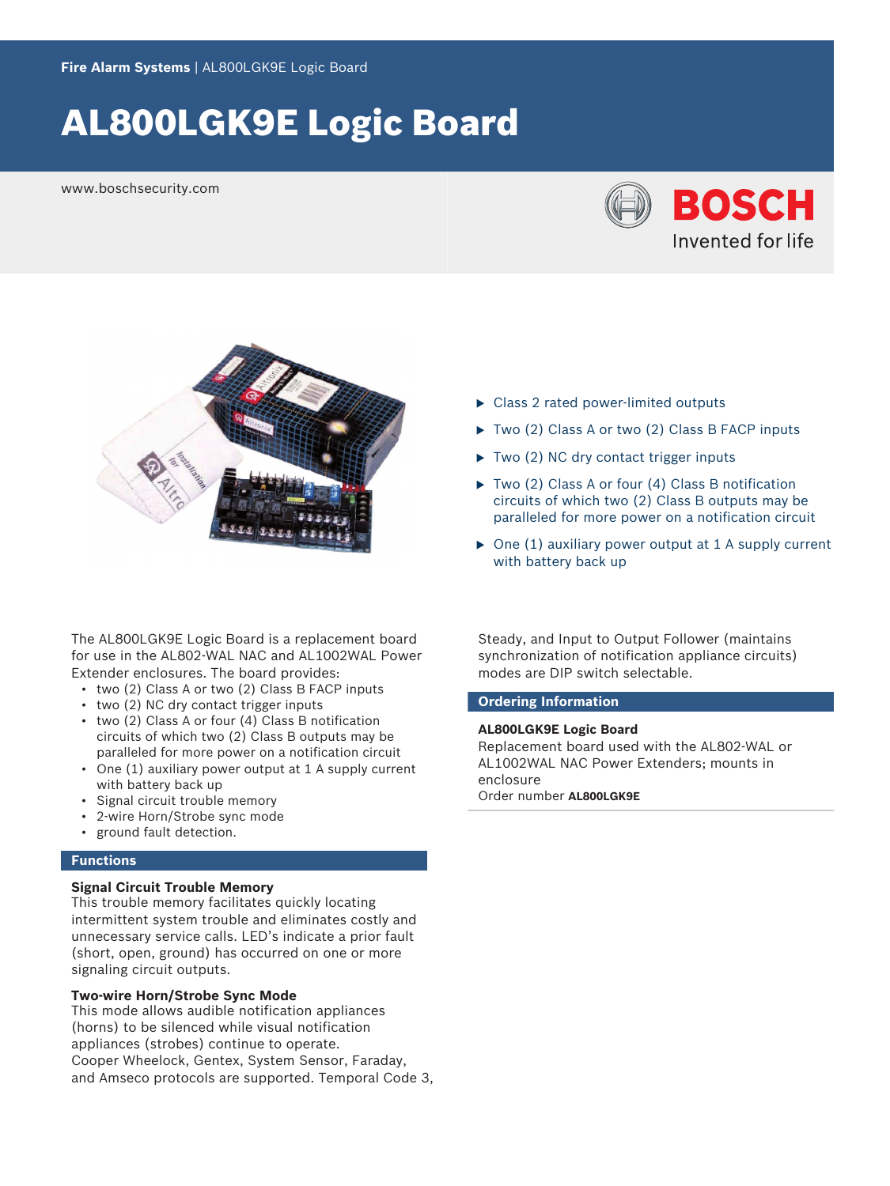Fire Alarm Systems | AL800LGK9E Logic Board

# AL800LGK9E Logic Board

www.boschsecurity.com

BOSCH
Invented for life

- Class 2 rated power-limited outputs
- Two (2) Class A or two (2) Class B FACP inputs
- Two (2) NC dry contact trigger inputs
- Two (2) Class A or four (4) Class B notification circuits of which two (2) Class B outputs may be paralleled for more power on a notification circuit
- One (1) auxiliary power output at 1 A supply current with battery back up

The AL800LGK9E Logic Board is a replacement board for use in the AL802-WAL NAC and AL1002WAL Power Extender enclosures. The board provides:

- two (2) Class A or two (2) Class B FACP inputs
- two (2) NC dry contact trigger inputs
- two (2) Class A or four (4) Class B notification circuits of which two (2) Class B outputs may be paralleled for more power on a notification circuit
- One (1) auxiliary power output at 1 A supply current with battery back up
- Signal circuit trouble memory
- 2-wire Horn/Strobe sync mode
- ground fault detection.

## Functions

### Signal Circuit Trouble Memory

This trouble memory facilitates quickly locating intermittent system trouble and eliminates costly and unnecessary service calls. LED's indicate a prior fault (short, open, ground) has occurred on one or more signaling circuit outputs.

### Two-wire Horn/Strobe Sync Mode

This mode allows audible notification appliances (horns) to be silenced while visual notification appliances (strobes) continue to operate.
Cooper Wheelock, Gentex, System Sensor, Faraday, and Amseco protocols are supported. Temporal Code 3, Steady, and Input to Output Follower (maintains synchronization of notification appliance circuits) modes are DIP switch selectable.

## Ordering Information

**AL800LGK9E Logic Board**
Replacement board used with the AL802-WAL or AL1002WAL NAC Power Extenders; mounts in enclosure
Order number **AL800LGK9E**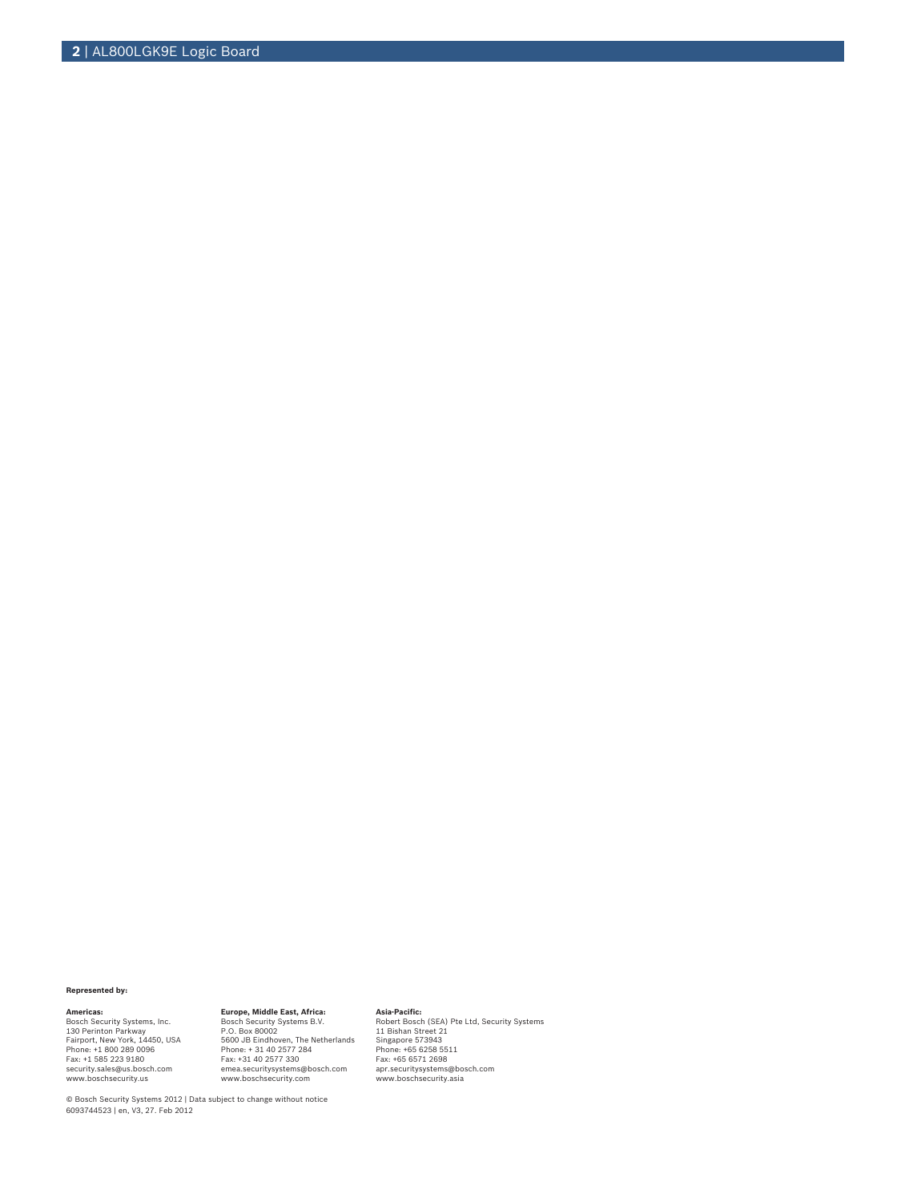**Represented by:**

**Americas:**
Bosch Security Systems, Inc.
130 Perinton Parkway
Fairport, New York, 14450, USA
Phone: +1 800 289 0096
Fax: +1 585 223 9180
security.sales@us.bosch.com
www.boschsecurity.us

**Europe, Middle East, Africa:**
Bosch Security Systems B.V.
P.O. Box 80002
5600 JB Eindhoven, The Netherlands
Phone: + 31 40 2577 284
Fax: +31 40 2577 330
emea.securitysystems@bosch.com
www.boschsecurity.com

**Asia-Pacific:**
Robert Bosch (SEA) Pte Ltd, Security Systems
11 Bishan Street 21
Singapore 573943
Phone: +65 6258 5511
Fax: +65 6571 2698
apr.securitysystems@bosch.com
www.boschsecurity.asia

© Bosch Security Systems 2012 | Data subject to change without notice
6093744523 | en, V3, 27. Feb 2012